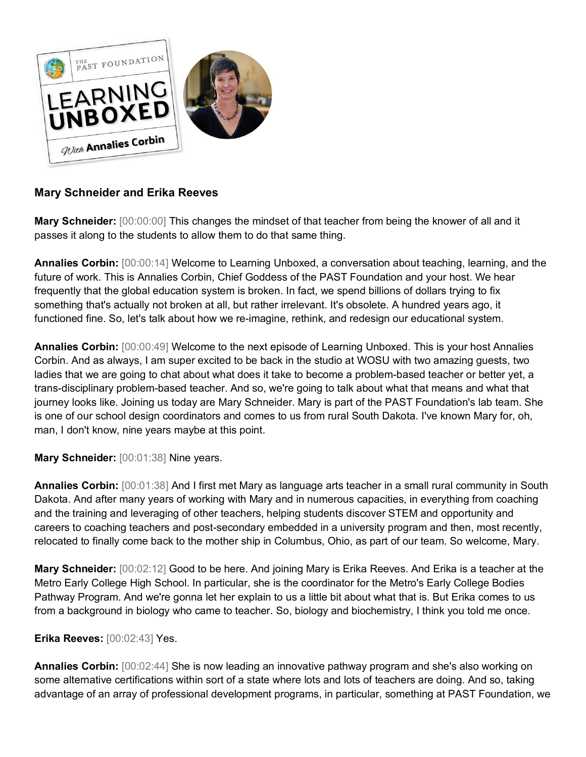**Mary Schneider and Erika Reeves**

**Mary Schneider:** [00:00:00] This changes the mindset of that teacher from being the knower of all and it passes it along to the students to allow them to do that same thing.

**Annalies Corbin:** [00:00:14] Welcome to Learning Unboxed, a conversation about teaching, learning, and the future of work. This is Annalies Corbin, Chief Goddess of the PAST Foundation and your host. We hear frequently that the global education system is broken. In fact, we spend billions of dollars trying to fix something that's actually not broken at all, but rather irrelevant. It's obsolete. A hundred years ago, it functioned fine. So, let's talk about how we re-imagine, rethink, and redesign our educational system.

**Annalies Corbin:** [00:00:49] Welcome to the next episode of Learning Unboxed. This is your host Annalies Corbin. And as always, I am super excited to be back in the studio at WOSU with two amazing guests, two ladies that we are going to chat about what does it take to become a problem-based teacher or better yet, a trans-disciplinary problem-based teacher. And so, we're going to talk about what that means and what that journey looks like. Joining us today are Mary Schneider. Mary is part of the PAST Foundation's lab team. She is one of our school design coordinators and comes to us from rural South Dakota. I've known Mary for, oh, man, I don't know, nine years maybe at this point.

**Mary Schneider:** [00:01:38] Nine years.

**Annalies Corbin:** [00:01:38] And I first met Mary as language arts teacher in a small rural community in South Dakota. And after many years of working with Mary and in numerous capacities, in everything from coaching and the training and leveraging of other teachers, helping students discover STEM and opportunity and careers to coaching teachers and post-secondary embedded in a university program and then, most recently, relocated to finally come back to the mother ship in Columbus, Ohio, as part of our team. So welcome, Mary.

**Mary Schneider:** [00:02:12] Good to be here. And joining Mary is Erika Reeves. And Erika is a teacher at the Metro Early College High School. In particular, she is the coordinator for the Metro's Early College Bodies Pathway Program. And we're gonna let her explain to us a little bit about what that is. But Erika comes to us from a background in biology who came to teacher. So, biology and biochemistry, I think you told me once.

**Erika Reeves:** [00:02:43] Yes.

**Annalies Corbin:** [00:02:44] She is now leading an innovative pathway program and she's also working on some alternative certifications within sort of a state where lots and lots of teachers are doing. And so, taking advantage of an array of professional development programs, in particular, something at PAST Foundation, we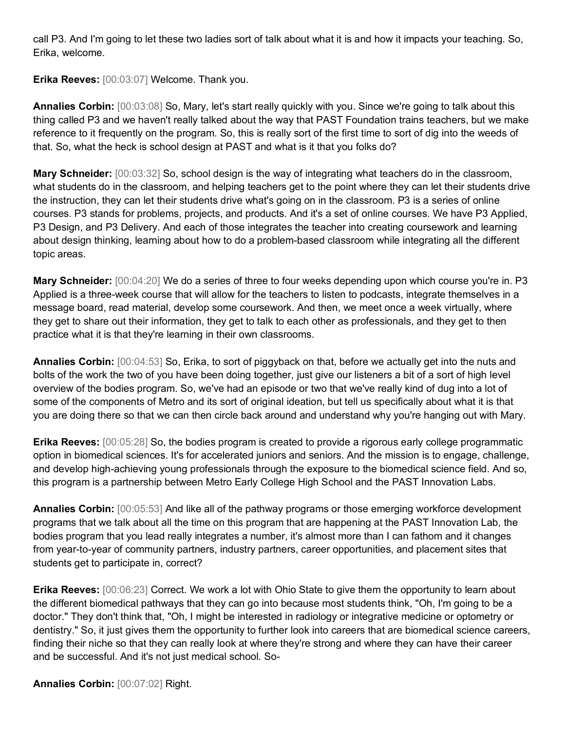call P3. And I'm going to let these two ladies sort of talk about what it is and how it impacts your teaching. So, Erika, welcome.

**Erika Reeves:** [00:03:07] Welcome. Thank you.

**Annalies Corbin:** [00:03:08] So, Mary, let's start really quickly with you. Since we're going to talk about this thing called P3 and we haven't really talked about the way that PAST Foundation trains teachers, but we make reference to it frequently on the program. So, this is really sort of the first time to sort of dig into the weeds of that. So, what the heck is school design at PAST and what is it that you folks do?

**Mary Schneider:** [00:03:32] So, school design is the way of integrating what teachers do in the classroom, what students do in the classroom, and helping teachers get to the point where they can let their students drive the instruction, they can let their students drive what's going on in the classroom. P3 is a series of online courses. P3 stands for problems, projects, and products. And it's a set of online courses. We have P3 Applied, P3 Design, and P3 Delivery. And each of those integrates the teacher into creating coursework and learning about design thinking, learning about how to do a problem-based classroom while integrating all the different topic areas.

**Mary Schneider:** [00:04:20] We do a series of three to four weeks depending upon which course you're in. P3 Applied is a three-week course that will allow for the teachers to listen to podcasts, integrate themselves in a message board, read material, develop some coursework. And then, we meet once a week virtually, where they get to share out their information, they get to talk to each other as professionals, and they get to then practice what it is that they're learning in their own classrooms.

**Annalies Corbin:** [00:04:53] So, Erika, to sort of piggyback on that, before we actually get into the nuts and bolts of the work the two of you have been doing together, just give our listeners a bit of a sort of high level overview of the bodies program. So, we've had an episode or two that we've really kind of dug into a lot of some of the components of Metro and its sort of original ideation, but tell us specifically about what it is that you are doing there so that we can then circle back around and understand why you're hanging out with Mary.

**Erika Reeves:** [00:05:28] So, the bodies program is created to provide a rigorous early college programmatic option in biomedical sciences. It's for accelerated juniors and seniors. And the mission is to engage, challenge, and develop high-achieving young professionals through the exposure to the biomedical science field. And so, this program is a partnership between Metro Early College High School and the PAST Innovation Labs.

**Annalies Corbin:** [00:05:53] And like all of the pathway programs or those emerging workforce development programs that we talk about all the time on this program that are happening at the PAST Innovation Lab, the bodies program that you lead really integrates a number, it's almost more than I can fathom and it changes from year-to-year of community partners, industry partners, career opportunities, and placement sites that students get to participate in, correct?

**Erika Reeves:** [00:06:23] Correct. We work a lot with Ohio State to give them the opportunity to learn about the different biomedical pathways that they can go into because most students think, "Oh, I'm going to be a doctor." They don't think that, "Oh, I might be interested in radiology or integrative medicine or optometry or dentistry." So, it just gives them the opportunity to further look into careers that are biomedical science careers, finding their niche so that they can really look at where they're strong and where they can have their career and be successful. And it's not just medical school. So-

**Annalies Corbin:** [00:07:02] Right.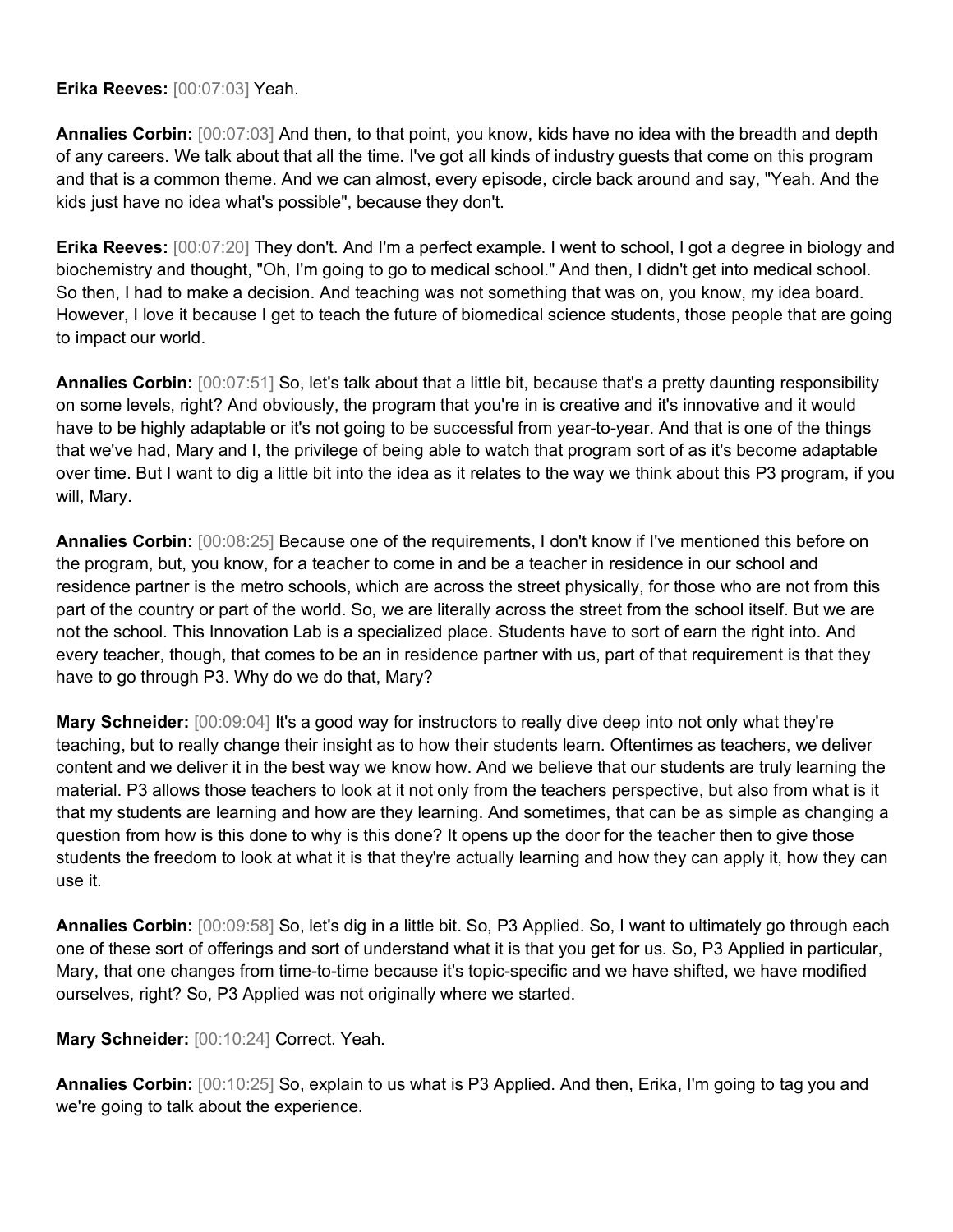**Erika Reeves:** [00:07:03] Yeah.

**Annalies Corbin:** [00:07:03] And then, to that point, you know, kids have no idea with the breadth and depth of any careers. We talk about that all the time. I've got all kinds of industry guests that come on this program and that is a common theme. And we can almost, every episode, circle back around and say, "Yeah. And the kids just have no idea what's possible", because they don't.

**Erika Reeves:** [00:07:20] They don't. And I'm a perfect example. I went to school, I got a degree in biology and biochemistry and thought, "Oh, I'm going to go to medical school." And then, I didn't get into medical school. So then, I had to make a decision. And teaching was not something that was on, you know, my idea board. However, I love it because I get to teach the future of biomedical science students, those people that are going to impact our world.

**Annalies Corbin:** [00:07:51] So, let's talk about that a little bit, because that's a pretty daunting responsibility on some levels, right? And obviously, the program that you're in is creative and it's innovative and it would have to be highly adaptable or it's not going to be successful from year-to-year. And that is one of the things that we've had, Mary and I, the privilege of being able to watch that program sort of as it's become adaptable over time. But I want to dig a little bit into the idea as it relates to the way we think about this P3 program, if you will, Mary.

**Annalies Corbin:** [00:08:25] Because one of the requirements, I don't know if I've mentioned this before on the program, but, you know, for a teacher to come in and be a teacher in residence in our school and residence partner is the metro schools, which are across the street physically, for those who are not from this part of the country or part of the world. So, we are literally across the street from the school itself. But we are not the school. This Innovation Lab is a specialized place. Students have to sort of earn the right into. And every teacher, though, that comes to be an in residence partner with us, part of that requirement is that they have to go through P3. Why do we do that, Mary?

**Mary Schneider:** [00:09:04] It's a good way for instructors to really dive deep into not only what they're teaching, but to really change their insight as to how their students learn. Oftentimes as teachers, we deliver content and we deliver it in the best way we know how. And we believe that our students are truly learning the material. P3 allows those teachers to look at it not only from the teachers perspective, but also from what is it that my students are learning and how are they learning. And sometimes, that can be as simple as changing a question from how is this done to why is this done? It opens up the door for the teacher then to give those students the freedom to look at what it is that they're actually learning and how they can apply it, how they can use it.

**Annalies Corbin:** [00:09:58] So, let's dig in a little bit. So, P3 Applied. So, I want to ultimately go through each one of these sort of offerings and sort of understand what it is that you get for us. So, P3 Applied in particular, Mary, that one changes from time-to-time because it's topic-specific and we have shifted, we have modified ourselves, right? So, P3 Applied was not originally where we started.

**Mary Schneider:** [00:10:24] Correct. Yeah.

**Annalies Corbin:** [00:10:25] So, explain to us what is P3 Applied. And then, Erika, I'm going to tag you and we're going to talk about the experience.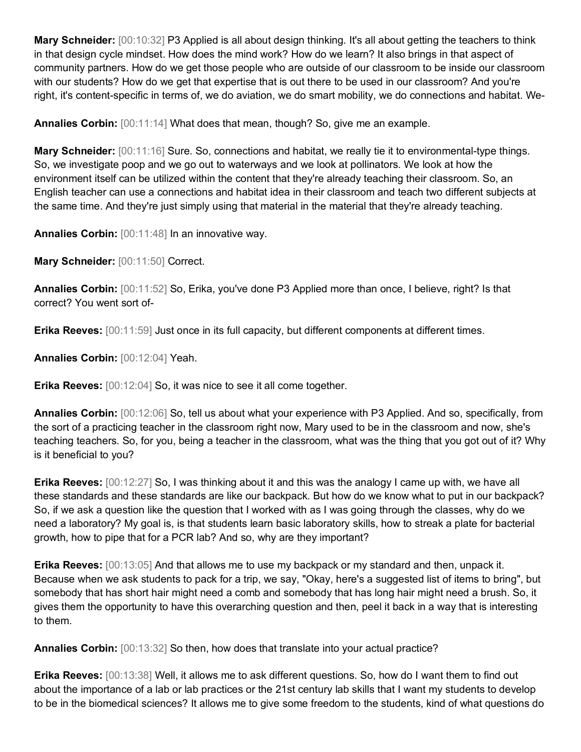**Mary Schneider:** [00:10:32] P3 Applied is all about design thinking. It's all about getting the teachers to think in that design cycle mindset. How does the mind work? How do we learn? It also brings in that aspect of community partners. How do we get those people who are outside of our classroom to be inside our classroom with our students? How do we get that expertise that is out there to be used in our classroom? And you're right, it's content-specific in terms of, we do aviation, we do smart mobility, we do connections and habitat. We-

**Annalies Corbin:** [00:11:14] What does that mean, though? So, give me an example.

**Mary Schneider:** [00:11:16] Sure. So, connections and habitat, we really tie it to environmental-type things. So, we investigate poop and we go out to waterways and we look at pollinators. We look at how the environment itself can be utilized within the content that they're already teaching their classroom. So, an English teacher can use a connections and habitat idea in their classroom and teach two different subjects at the same time. And they're just simply using that material in the material that they're already teaching.

**Annalies Corbin:** [00:11:48] In an innovative way.

**Mary Schneider:** [00:11:50] Correct.

**Annalies Corbin:** [00:11:52] So, Erika, you've done P3 Applied more than once, I believe, right? Is that correct? You went sort of-

**Erika Reeves:** [00:11:59] Just once in its full capacity, but different components at different times.

**Annalies Corbin:** [00:12:04] Yeah.

**Erika Reeves:** [00:12:04] So, it was nice to see it all come together.

**Annalies Corbin:** [00:12:06] So, tell us about what your experience with P3 Applied. And so, specifically, from the sort of a practicing teacher in the classroom right now, Mary used to be in the classroom and now, she's teaching teachers. So, for you, being a teacher in the classroom, what was the thing that you got out of it? Why is it beneficial to you?

**Erika Reeves:** [00:12:27] So, I was thinking about it and this was the analogy I came up with, we have all these standards and these standards are like our backpack. But how do we know what to put in our backpack? So, if we ask a question like the question that I worked with as I was going through the classes, why do we need a laboratory? My goal is, is that students learn basic laboratory skills, how to streak a plate for bacterial growth, how to pipe that for a PCR lab? And so, why are they important?

**Erika Reeves:** [00:13:05] And that allows me to use my backpack or my standard and then, unpack it. Because when we ask students to pack for a trip, we say, "Okay, here's a suggested list of items to bring", but somebody that has short hair might need a comb and somebody that has long hair might need a brush. So, it gives them the opportunity to have this overarching question and then, peel it back in a way that is interesting to them.

**Annalies Corbin:** [00:13:32] So then, how does that translate into your actual practice?

**Erika Reeves:** [00:13:38] Well, it allows me to ask different questions. So, how do I want them to find out about the importance of a lab or lab practices or the 21st century lab skills that I want my students to develop to be in the biomedical sciences? It allows me to give some freedom to the students, kind of what questions do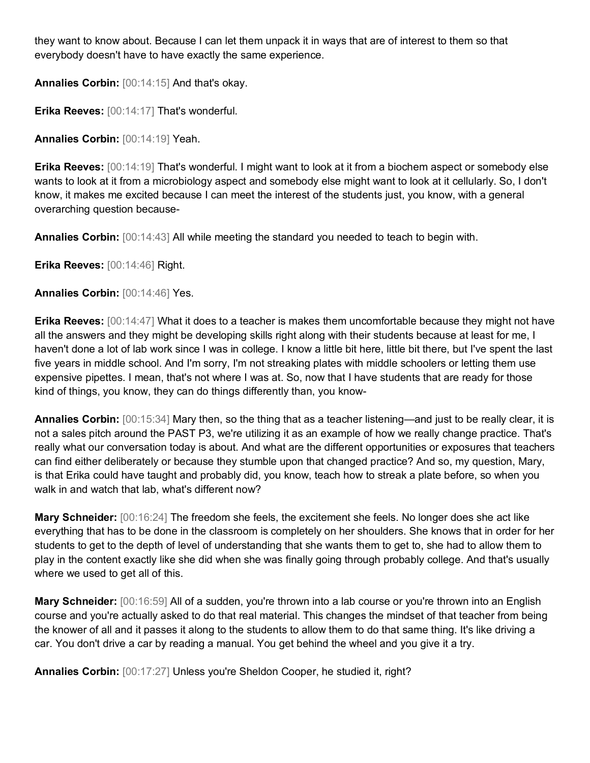they want to know about. Because I can let them unpack it in ways that are of interest to them so that everybody doesn't have to have exactly the same experience.

**Annalies Corbin:** [00:14:15] And that's okay.

**Erika Reeves:** [00:14:17] That's wonderful.

**Annalies Corbin:** [00:14:19] Yeah.

**Erika Reeves:** [00:14:19] That's wonderful. I might want to look at it from a biochem aspect or somebody else wants to look at it from a microbiology aspect and somebody else might want to look at it cellularly. So, I don't know, it makes me excited because I can meet the interest of the students just, you know, with a general overarching question because-

**Annalies Corbin:** [00:14:43] All while meeting the standard you needed to teach to begin with.

**Erika Reeves:** [00:14:46] Right.

**Annalies Corbin:** [00:14:46] Yes.

**Erika Reeves:** [00:14:47] What it does to a teacher is makes them uncomfortable because they might not have all the answers and they might be developing skills right along with their students because at least for me, I haven't done a lot of lab work since I was in college. I know a little bit here, little bit there, but I've spent the last five years in middle school. And I'm sorry, I'm not streaking plates with middle schoolers or letting them use expensive pipettes. I mean, that's not where I was at. So, now that I have students that are ready for those kind of things, you know, they can do things differently than, you know-

**Annalies Corbin:** [00:15:34] Mary then, so the thing that as a teacher listening—and just to be really clear, it is not a sales pitch around the PAST P3, we're utilizing it as an example of how we really change practice. That's really what our conversation today is about. And what are the different opportunities or exposures that teachers can find either deliberately or because they stumble upon that changed practice? And so, my question, Mary, is that Erika could have taught and probably did, you know, teach how to streak a plate before, so when you walk in and watch that lab, what's different now?

**Mary Schneider:** [00:16:24] The freedom she feels, the excitement she feels. No longer does she act like everything that has to be done in the classroom is completely on her shoulders. She knows that in order for her students to get to the depth of level of understanding that she wants them to get to, she had to allow them to play in the content exactly like she did when she was finally going through probably college. And that's usually where we used to get all of this.

**Mary Schneider:** [00:16:59] All of a sudden, you're thrown into a lab course or you're thrown into an English course and you're actually asked to do that real material. This changes the mindset of that teacher from being the knower of all and it passes it along to the students to allow them to do that same thing. It's like driving a car. You don't drive a car by reading a manual. You get behind the wheel and you give it a try.

**Annalies Corbin:** [00:17:27] Unless you're Sheldon Cooper, he studied it, right?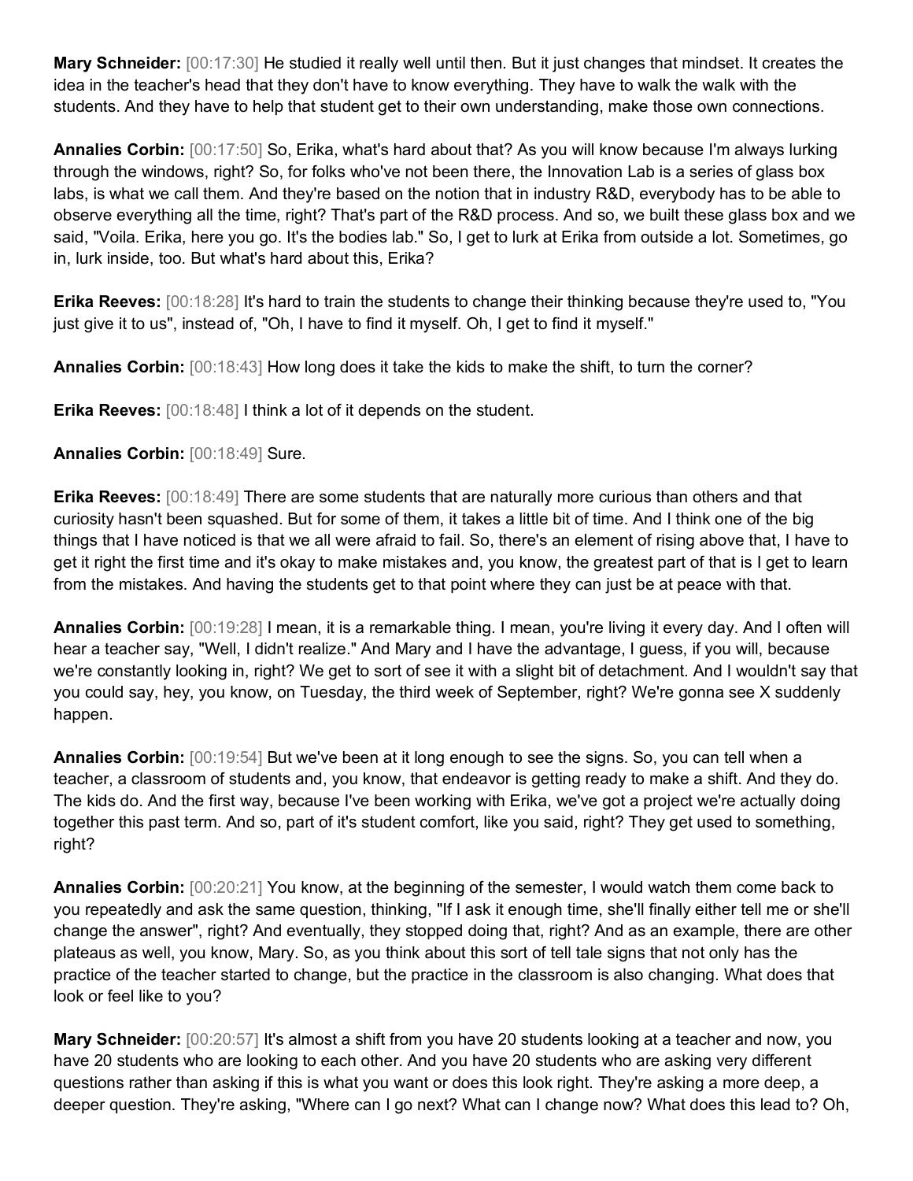**Mary Schneider:** [00:17:30] He studied it really well until then. But it just changes that mindset. It creates the idea in the teacher's head that they don't have to know everything. They have to walk the walk with the students. And they have to help that student get to their own understanding, make those own connections.

**Annalies Corbin:** [00:17:50] So, Erika, what's hard about that? As you will know because I'm always lurking through the windows, right? So, for folks who've not been there, the Innovation Lab is a series of glass box labs, is what we call them. And they're based on the notion that in industry R&D, everybody has to be able to observe everything all the time, right? That's part of the R&D process. And so, we built these glass box and we said, "Voila. Erika, here you go. It's the bodies lab." So, I get to lurk at Erika from outside a lot. Sometimes, go in, lurk inside, too. But what's hard about this, Erika?

**Erika Reeves:** [00:18:28] It's hard to train the students to change their thinking because they're used to, "You just give it to us", instead of, "Oh, I have to find it myself. Oh, I get to find it myself."

**Annalies Corbin:** [00:18:43] How long does it take the kids to make the shift, to turn the corner?

**Erika Reeves:** [00:18:48] I think a lot of it depends on the student.

**Annalies Corbin:** [00:18:49] Sure.

**Erika Reeves:** [00:18:49] There are some students that are naturally more curious than others and that curiosity hasn't been squashed. But for some of them, it takes a little bit of time. And I think one of the big things that I have noticed is that we all were afraid to fail. So, there's an element of rising above that, I have to get it right the first time and it's okay to make mistakes and, you know, the greatest part of that is I get to learn from the mistakes. And having the students get to that point where they can just be at peace with that.

**Annalies Corbin:** [00:19:28] I mean, it is a remarkable thing. I mean, you're living it every day. And I often will hear a teacher say, "Well, I didn't realize." And Mary and I have the advantage, I guess, if you will, because we're constantly looking in, right? We get to sort of see it with a slight bit of detachment. And I wouldn't say that you could say, hey, you know, on Tuesday, the third week of September, right? We're gonna see X suddenly happen.

**Annalies Corbin:** [00:19:54] But we've been at it long enough to see the signs. So, you can tell when a teacher, a classroom of students and, you know, that endeavor is getting ready to make a shift. And they do. The kids do. And the first way, because I've been working with Erika, we've got a project we're actually doing together this past term. And so, part of it's student comfort, like you said, right? They get used to something, right?

**Annalies Corbin:** [00:20:21] You know, at the beginning of the semester, I would watch them come back to you repeatedly and ask the same question, thinking, "If I ask it enough time, she'll finally either tell me or she'll change the answer", right? And eventually, they stopped doing that, right? And as an example, there are other plateaus as well, you know, Mary. So, as you think about this sort of tell tale signs that not only has the practice of the teacher started to change, but the practice in the classroom is also changing. What does that look or feel like to you?

**Mary Schneider:** [00:20:57] It's almost a shift from you have 20 students looking at a teacher and now, you have 20 students who are looking to each other. And you have 20 students who are asking very different questions rather than asking if this is what you want or does this look right. They're asking a more deep, a deeper question. They're asking, "Where can I go next? What can I change now? What does this lead to? Oh,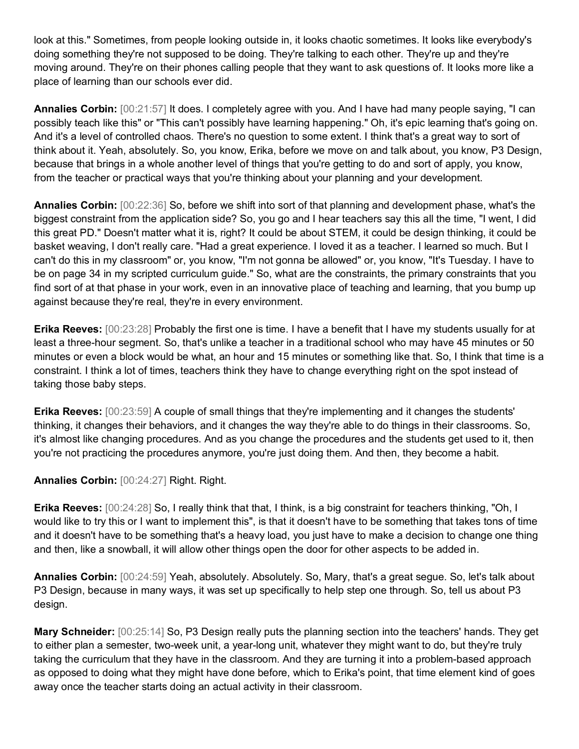look at this." Sometimes, from people looking outside in, it looks chaotic sometimes. It looks like everybody's doing something they're not supposed to be doing. They're talking to each other. They're up and they're moving around. They're on their phones calling people that they want to ask questions of. It looks more like a place of learning than our schools ever did.

**Annalies Corbin:** [00:21:57] It does. I completely agree with you. And I have had many people saying, "I can possibly teach like this" or "This can't possibly have learning happening." Oh, it's epic learning that's going on. And it's a level of controlled chaos. There's no question to some extent. I think that's a great way to sort of think about it. Yeah, absolutely. So, you know, Erika, before we move on and talk about, you know, P3 Design, because that brings in a whole another level of things that you're getting to do and sort of apply, you know, from the teacher or practical ways that you're thinking about your planning and your development.

**Annalies Corbin:** [00:22:36] So, before we shift into sort of that planning and development phase, what's the biggest constraint from the application side? So, you go and I hear teachers say this all the time, "I went, I did this great PD." Doesn't matter what it is, right? It could be about STEM, it could be design thinking, it could be basket weaving, I don't really care. "Had a great experience. I loved it as a teacher. I learned so much. But I can't do this in my classroom" or, you know, "I'm not gonna be allowed" or, you know, "It's Tuesday. I have to be on page 34 in my scripted curriculum guide." So, what are the constraints, the primary constraints that you find sort of at that phase in your work, even in an innovative place of teaching and learning, that you bump up against because they're real, they're in every environment.

**Erika Reeves:** [00:23:28] Probably the first one is time. I have a benefit that I have my students usually for at least a three-hour segment. So, that's unlike a teacher in a traditional school who may have 45 minutes or 50 minutes or even a block would be what, an hour and 15 minutes or something like that. So, I think that time is a constraint. I think a lot of times, teachers think they have to change everything right on the spot instead of taking those baby steps.

**Erika Reeves:** [00:23:59] A couple of small things that they're implementing and it changes the students' thinking, it changes their behaviors, and it changes the way they're able to do things in their classrooms. So, it's almost like changing procedures. And as you change the procedures and the students get used to it, then you're not practicing the procedures anymore, you're just doing them. And then, they become a habit.

**Annalies Corbin:** [00:24:27] Right. Right.

**Erika Reeves:** [00:24:28] So, I really think that that, I think, is a big constraint for teachers thinking, "Oh, I would like to try this or I want to implement this", is that it doesn't have to be something that takes tons of time and it doesn't have to be something that's a heavy load, you just have to make a decision to change one thing and then, like a snowball, it will allow other things open the door for other aspects to be added in.

**Annalies Corbin:** [00:24:59] Yeah, absolutely. Absolutely. So, Mary, that's a great segue. So, let's talk about P3 Design, because in many ways, it was set up specifically to help step one through. So, tell us about P3 design.

**Mary Schneider:** [00:25:14] So, P3 Design really puts the planning section into the teachers' hands. They get to either plan a semester, two-week unit, a year-long unit, whatever they might want to do, but they're truly taking the curriculum that they have in the classroom. And they are turning it into a problem-based approach as opposed to doing what they might have done before, which to Erika's point, that time element kind of goes away once the teacher starts doing an actual activity in their classroom.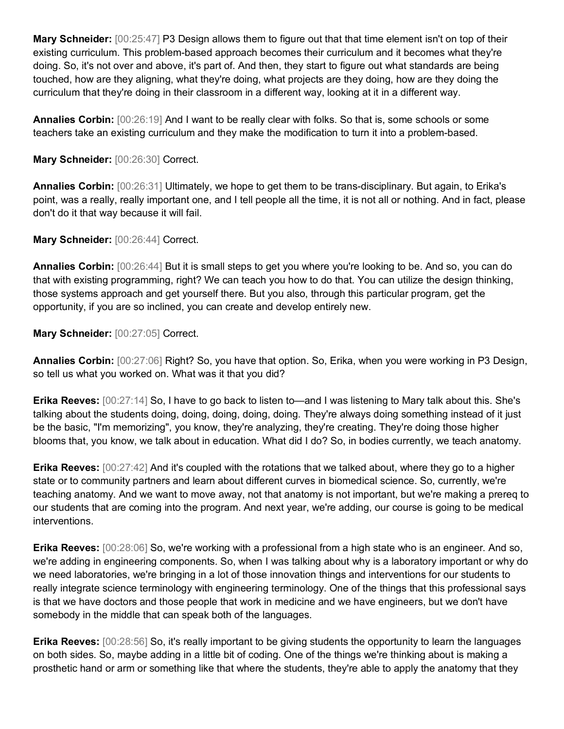**Mary Schneider:** [00:25:47] P3 Design allows them to figure out that that time element isn't on top of their existing curriculum. This problem-based approach becomes their curriculum and it becomes what they're doing. So, it's not over and above, it's part of. And then, they start to figure out what standards are being touched, how are they aligning, what they're doing, what projects are they doing, how are they doing the curriculum that they're doing in their classroom in a different way, looking at it in a different way.

**Annalies Corbin:** [00:26:19] And I want to be really clear with folks. So that is, some schools or some teachers take an existing curriculum and they make the modification to turn it into a problem-based.

**Mary Schneider:** [00:26:30] Correct.

**Annalies Corbin:** [00:26:31] Ultimately, we hope to get them to be trans-disciplinary. But again, to Erika's point, was a really, really important one, and I tell people all the time, it is not all or nothing. And in fact, please don't do it that way because it will fail.

**Mary Schneider:** [00:26:44] Correct.

**Annalies Corbin:** [00:26:44] But it is small steps to get you where you're looking to be. And so, you can do that with existing programming, right? We can teach you how to do that. You can utilize the design thinking, those systems approach and get yourself there. But you also, through this particular program, get the opportunity, if you are so inclined, you can create and develop entirely new.

**Mary Schneider:** [00:27:05] Correct.

**Annalies Corbin:** [00:27:06] Right? So, you have that option. So, Erika, when you were working in P3 Design, so tell us what you worked on. What was it that you did?

**Erika Reeves:** [00:27:14] So, I have to go back to listen to—and I was listening to Mary talk about this. She's talking about the students doing, doing, doing, doing, doing. They're always doing something instead of it just be the basic, "I'm memorizing", you know, they're analyzing, they're creating. They're doing those higher blooms that, you know, we talk about in education. What did I do? So, in bodies currently, we teach anatomy.

**Erika Reeves:** [00:27:42] And it's coupled with the rotations that we talked about, where they go to a higher state or to community partners and learn about different curves in biomedical science. So, currently, we're teaching anatomy. And we want to move away, not that anatomy is not important, but we're making a prereq to our students that are coming into the program. And next year, we're adding, our course is going to be medical interventions.

**Erika Reeves:** [00:28:06] So, we're working with a professional from a high state who is an engineer. And so, we're adding in engineering components. So, when I was talking about why is a laboratory important or why do we need laboratories, we're bringing in a lot of those innovation things and interventions for our students to really integrate science terminology with engineering terminology. One of the things that this professional says is that we have doctors and those people that work in medicine and we have engineers, but we don't have somebody in the middle that can speak both of the languages.

**Erika Reeves:** [00:28:56] So, it's really important to be giving students the opportunity to learn the languages on both sides. So, maybe adding in a little bit of coding. One of the things we're thinking about is making a prosthetic hand or arm or something like that where the students, they're able to apply the anatomy that they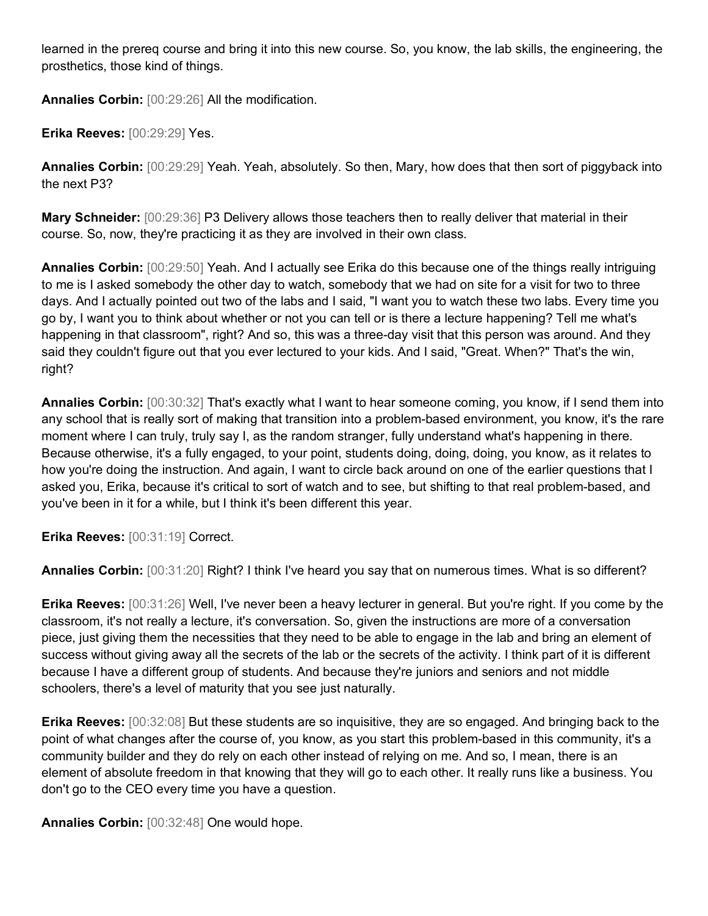learned in the prereq course and bring it into this new course. So, you know, the lab skills, the engineering, the prosthetics, those kind of things.

**Annalies Corbin:** [00:29:26] All the modification.

**Erika Reeves:** [00:29:29] Yes.

**Annalies Corbin:** [00:29:29] Yeah. Yeah, absolutely. So then, Mary, how does that then sort of piggyback into the next P3?

**Mary Schneider:** [00:29:36] P3 Delivery allows those teachers then to really deliver that material in their course. So, now, they're practicing it as they are involved in their own class.

**Annalies Corbin:** [00:29:50] Yeah. And I actually see Erika do this because one of the things really intriguing to me is I asked somebody the other day to watch, somebody that we had on site for a visit for two to three days. And I actually pointed out two of the labs and I said, "I want you to watch these two labs. Every time you go by, I want you to think about whether or not you can tell or is there a lecture happening? Tell me what's happening in that classroom", right? And so, this was a three-day visit that this person was around. And they said they couldn't figure out that you ever lectured to your kids. And I said, "Great. When?" That's the win, right?

**Annalies Corbin:** [00:30:32] That's exactly what I want to hear someone coming, you know, if I send them into any school that is really sort of making that transition into a problem-based environment, you know, it's the rare moment where I can truly, truly say I, as the random stranger, fully understand what's happening in there. Because otherwise, it's a fully engaged, to your point, students doing, doing, doing, you know, as it relates to how you're doing the instruction. And again, I want to circle back around on one of the earlier questions that I asked you, Erika, because it's critical to sort of watch and to see, but shifting to that real problem-based, and you've been in it for a while, but I think it's been different this year.

**Erika Reeves:** [00:31:19] Correct.

**Annalies Corbin:** [00:31:20] Right? I think I've heard you say that on numerous times. What is so different?

**Erika Reeves:** [00:31:26] Well, I've never been a heavy lecturer in general. But you're right. If you come by the classroom, it's not really a lecture, it's conversation. So, given the instructions are more of a conversation piece, just giving them the necessities that they need to be able to engage in the lab and bring an element of success without giving away all the secrets of the lab or the secrets of the activity. I think part of it is different because I have a different group of students. And because they're juniors and seniors and not middle schoolers, there's a level of maturity that you see just naturally.

**Erika Reeves:** [00:32:08] But these students are so inquisitive, they are so engaged. And bringing back to the point of what changes after the course of, you know, as you start this problem-based in this community, it's a community builder and they do rely on each other instead of relying on me. And so, I mean, there is an element of absolute freedom in that knowing that they will go to each other. It really runs like a business. You don't go to the CEO every time you have a question.

**Annalies Corbin:** [00:32:48] One would hope.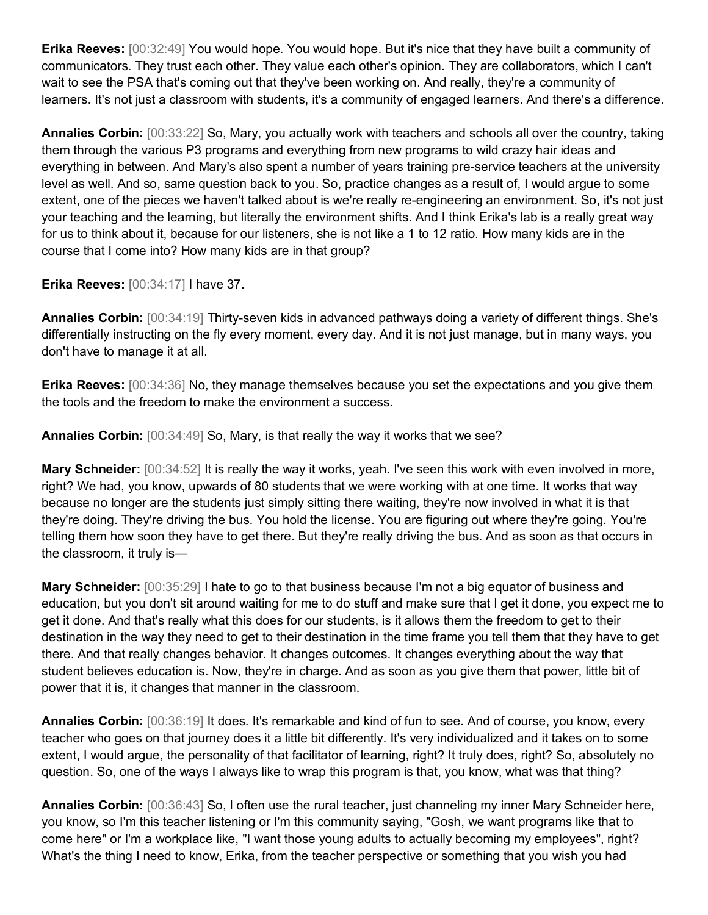**Erika Reeves:** [00:32:49] You would hope. You would hope. But it's nice that they have built a community of communicators. They trust each other. They value each other's opinion. They are collaborators, which I can't wait to see the PSA that's coming out that they've been working on. And really, they're a community of learners. It's not just a classroom with students, it's a community of engaged learners. And there's a difference.

**Annalies Corbin:** [00:33:22] So, Mary, you actually work with teachers and schools all over the country, taking them through the various P3 programs and everything from new programs to wild crazy hair ideas and everything in between. And Mary's also spent a number of years training pre-service teachers at the university level as well. And so, same question back to you. So, practice changes as a result of, I would argue to some extent, one of the pieces we haven't talked about is we're really re-engineering an environment. So, it's not just your teaching and the learning, but literally the environment shifts. And I think Erika's lab is a really great way for us to think about it, because for our listeners, she is not like a 1 to 12 ratio. How many kids are in the course that I come into? How many kids are in that group?

**Erika Reeves:** [00:34:17] I have 37.

**Annalies Corbin:** [00:34:19] Thirty-seven kids in advanced pathways doing a variety of different things. She's differentially instructing on the fly every moment, every day. And it is not just manage, but in many ways, you don't have to manage it at all.

**Erika Reeves:** [00:34:36] No, they manage themselves because you set the expectations and you give them the tools and the freedom to make the environment a success.

**Annalies Corbin:** [00:34:49] So, Mary, is that really the way it works that we see?

**Mary Schneider:** [00:34:52] It is really the way it works, yeah. I've seen this work with even involved in more, right? We had, you know, upwards of 80 students that we were working with at one time. It works that way because no longer are the students just simply sitting there waiting, they're now involved in what it is that they're doing. They're driving the bus. You hold the license. You are figuring out where they're going. You're telling them how soon they have to get there. But they're really driving the bus. And as soon as that occurs in the classroom, it truly is—

**Mary Schneider:** [00:35:29] I hate to go to that business because I'm not a big equator of business and education, but you don't sit around waiting for me to do stuff and make sure that I get it done, you expect me to get it done. And that's really what this does for our students, is it allows them the freedom to get to their destination in the way they need to get to their destination in the time frame you tell them that they have to get there. And that really changes behavior. It changes outcomes. It changes everything about the way that student believes education is. Now, they're in charge. And as soon as you give them that power, little bit of power that it is, it changes that manner in the classroom.

**Annalies Corbin:** [00:36:19] It does. It's remarkable and kind of fun to see. And of course, you know, every teacher who goes on that journey does it a little bit differently. It's very individualized and it takes on to some extent, I would argue, the personality of that facilitator of learning, right? It truly does, right? So, absolutely no question. So, one of the ways I always like to wrap this program is that, you know, what was that thing?

**Annalies Corbin:** [00:36:43] So, I often use the rural teacher, just channeling my inner Mary Schneider here, you know, so I'm this teacher listening or I'm this community saying, "Gosh, we want programs like that to come here" or I'm a workplace like, "I want those young adults to actually becoming my employees", right? What's the thing I need to know, Erika, from the teacher perspective or something that you wish you had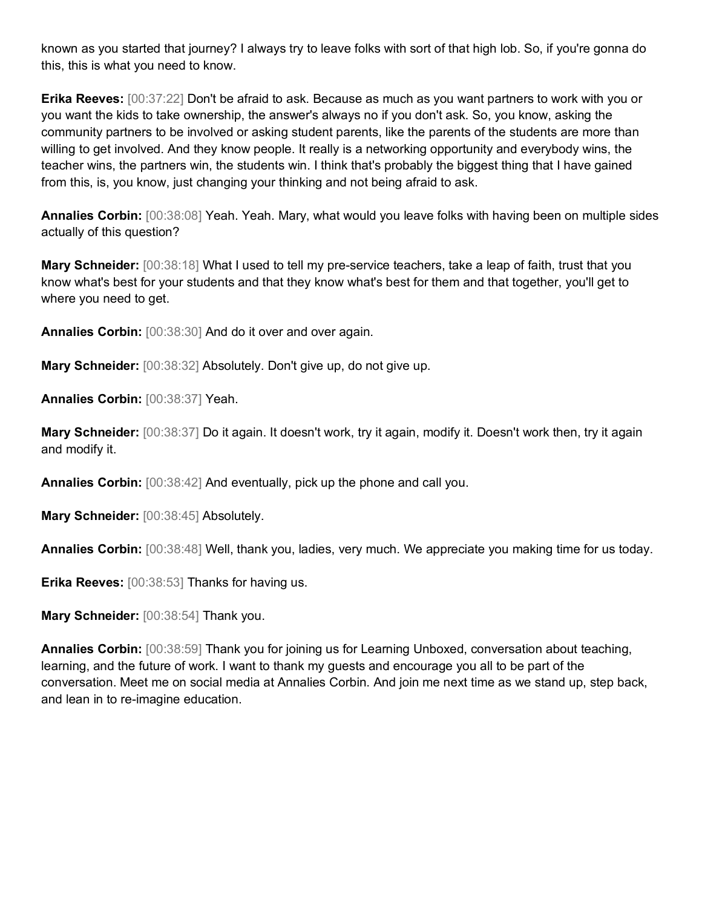known as you started that journey? I always try to leave folks with sort of that high lob. So, if you're gonna do this, this is what you need to know.

**Erika Reeves:** [00:37:22] Don't be afraid to ask. Because as much as you want partners to work with you or you want the kids to take ownership, the answer's always no if you don't ask. So, you know, asking the community partners to be involved or asking student parents, like the parents of the students are more than willing to get involved. And they know people. It really is a networking opportunity and everybody wins, the teacher wins, the partners win, the students win. I think that's probably the biggest thing that I have gained from this, is, you know, just changing your thinking and not being afraid to ask.

**Annalies Corbin:** [00:38:08] Yeah. Yeah. Mary, what would you leave folks with having been on multiple sides actually of this question?

**Mary Schneider:** [00:38:18] What I used to tell my pre-service teachers, take a leap of faith, trust that you know what's best for your students and that they know what's best for them and that together, you'll get to where you need to get.

**Annalies Corbin:** [00:38:30] And do it over and over again.

**Mary Schneider:** [00:38:32] Absolutely. Don't give up, do not give up.

**Annalies Corbin:** [00:38:37] Yeah.

**Mary Schneider:** [00:38:37] Do it again. It doesn't work, try it again, modify it. Doesn't work then, try it again and modify it.

**Annalies Corbin:** [00:38:42] And eventually, pick up the phone and call you.

**Mary Schneider:** [00:38:45] Absolutely.

**Annalies Corbin:** [00:38:48] Well, thank you, ladies, very much. We appreciate you making time for us today.

**Erika Reeves:** [00:38:53] Thanks for having us.

**Mary Schneider:** [00:38:54] Thank you.

**Annalies Corbin:** [00:38:59] Thank you for joining us for Learning Unboxed, conversation about teaching, learning, and the future of work. I want to thank my guests and encourage you all to be part of the conversation. Meet me on social media at Annalies Corbin. And join me next time as we stand up, step back, and lean in to re-imagine education.